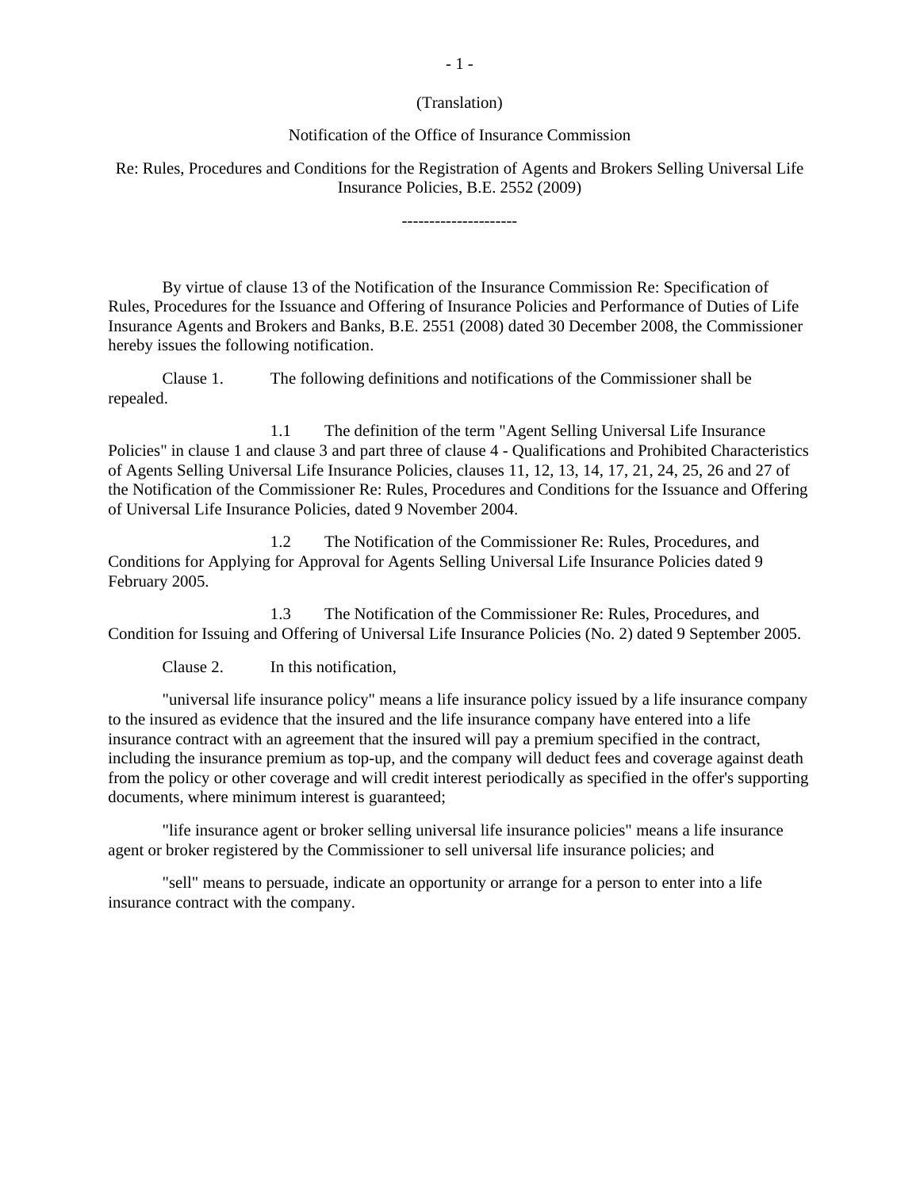(Translation)

Notification of the Office of Insurance Commission

Re: Rules, Procedures and Conditions for the Registration of Agents and Brokers Selling Universal Life Insurance Policies, B.E. 2552 (2009)

---------------------

By virtue of clause 13 of the Notification of the Insurance Commission Re: Specification of Rules, Procedures for the Issuance and Offering of Insurance Policies and Performance of Duties of Life Insurance Agents and Brokers and Banks, B.E. 2551 (2008) dated 30 December 2008, the Commissioner hereby issues the following notification.

Clause 1. The following definitions and notifications of the Commissioner shall be repealed.

1.1 The definition of the term "Agent Selling Universal Life Insurance Policies" in clause 1 and clause 3 and part three of clause 4 - Qualifications and Prohibited Characteristics of Agents Selling Universal Life Insurance Policies, clauses 11, 12, 13, 14, 17, 21, 24, 25, 26 and 27 of the Notification of the Commissioner Re: Rules, Procedures and Conditions for the Issuance and Offering of Universal Life Insurance Policies, dated 9 November 2004.

1.2 The Notification of the Commissioner Re: Rules, Procedures, and Conditions for Applying for Approval for Agents Selling Universal Life Insurance Policies dated 9 February 2005.

1.3 The Notification of the Commissioner Re: Rules, Procedures, and Condition for Issuing and Offering of Universal Life Insurance Policies (No. 2) dated 9 September 2005.

Clause 2. In this notification,

"universal life insurance policy" means a life insurance policy issued by a life insurance company to the insured as evidence that the insured and the life insurance company have entered into a life insurance contract with an agreement that the insured will pay a premium specified in the contract, including the insurance premium as top-up, and the company will deduct fees and coverage against death from the policy or other coverage and will credit interest periodically as specified in the offer's supporting documents, where minimum interest is guaranteed;

"life insurance agent or broker selling universal life insurance policies" means a life insurance agent or broker registered by the Commissioner to sell universal life insurance policies; and

"sell" means to persuade, indicate an opportunity or arrange for a person to enter into a life insurance contract with the company.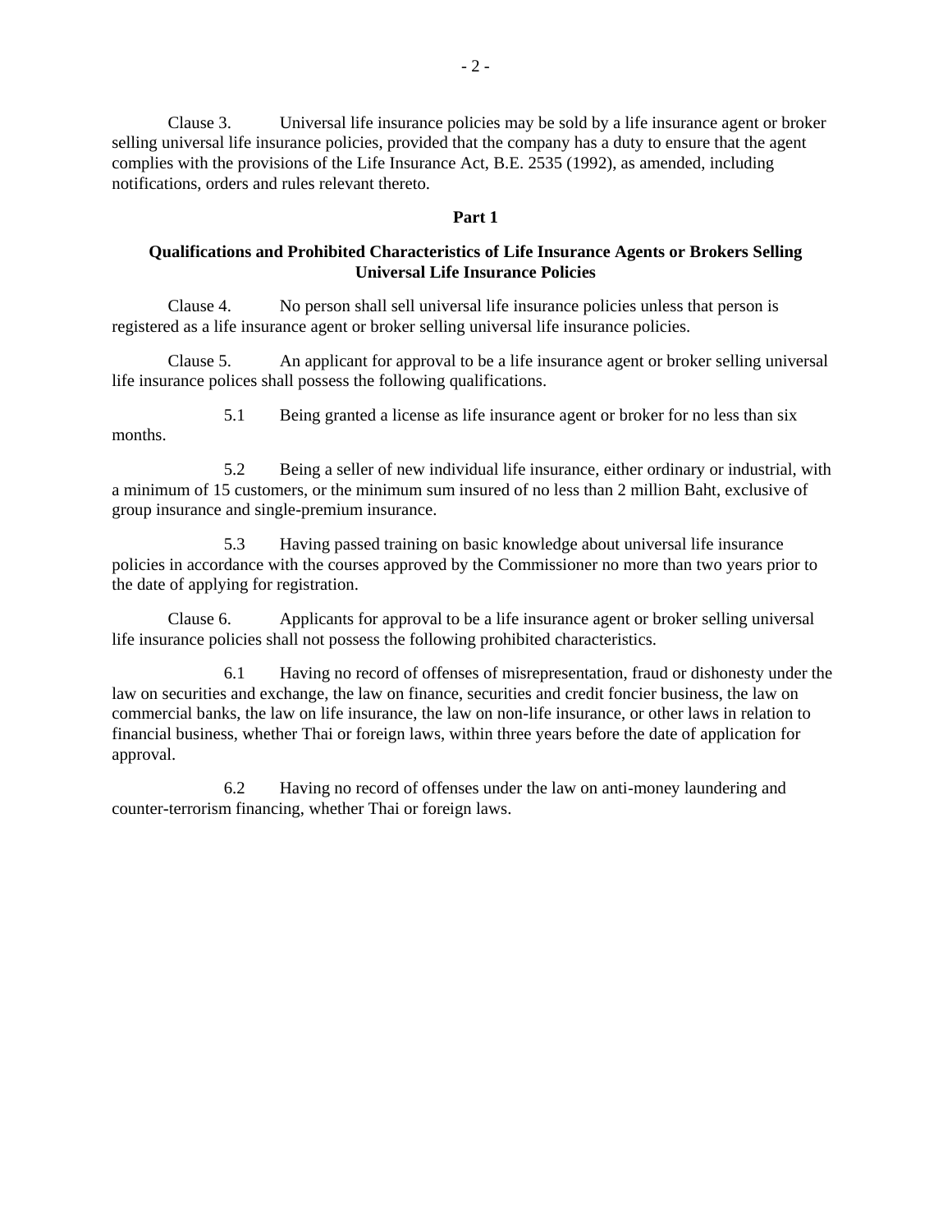Clause 3. Universal life insurance policies may be sold by a life insurance agent or broker selling universal life insurance policies, provided that the company has a duty to ensure that the agent complies with the provisions of the Life Insurance Act, B.E. 2535 (1992), as amended, including notifications, orders and rules relevant thereto.

## Part 1

### Qualifications and Prohibited Characteristics of Life Insurance Agents or Brokers Selling Universal Life Insurance Policies

Clause 4. No person shall sell universal life insurance policies unless that person is registered as a life insurance agent or broker selling universal life insurance policies.

Clause 5. An applicant for approval to be a life insurance agent or broker selling universal life insurance polices shall possess the following qualifications.

5.1 Being granted a license as life insurance agent or broker for no less than six months.

5.2 Being a seller of new individual life insurance, either ordinary or industrial, with a minimum of 15 customers, or the minimum sum insured of no less than 2 million Baht, exclusive of group insurance and single-premium insurance.

5.3 Having passed training on basic knowledge about universal life insurance policies in accordance with the courses approved by the Commissioner no more than two years prior to the date of applying for registration.

Clause 6. Applicants for approval to be a life insurance agent or broker selling universal life insurance policies shall not possess the following prohibited characteristics.

6.1 Having no record of offenses of misrepresentation, fraud or dishonesty under the law on securities and exchange, the law on finance, securities and credit foncier business, the law on commercial banks, the law on life insurance, the law on non-life insurance, or other laws in relation to financial business, whether Thai or foreign laws, within three years before the date of application for approval.

6.2 Having no record of offenses under the law on anti-money laundering and counter-terrorism financing, whether Thai or foreign laws.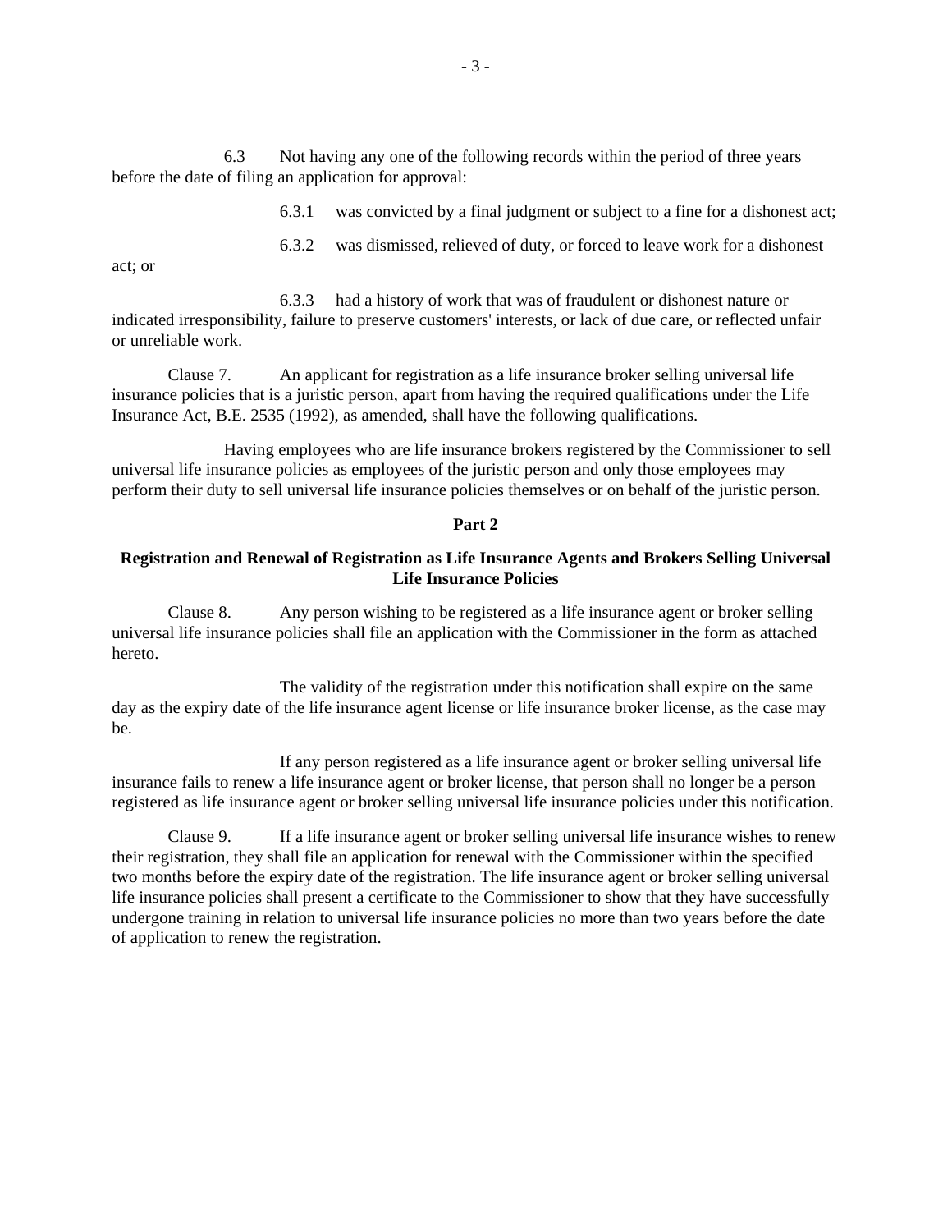6.3 Not having any one of the following records within the period of three years before the date of filing an application for approval:

6.3.1 was convicted by a final judgment or subject to a fine for a dishonest act;

6.3.2 was dismissed, relieved of duty, or forced to leave work for a dishonest act; or

6.3.3 had a history of work that was of fraudulent or dishonest nature or indicated irresponsibility, failure to preserve customers' interests, or lack of due care, or reflected unfair or unreliable work.

Clause 7. An applicant for registration as a life insurance broker selling universal life insurance policies that is a juristic person, apart from having the required qualifications under the Life Insurance Act, B.E. 2535 (1992), as amended, shall have the following qualifications.

Having employees who are life insurance brokers registered by the Commissioner to sell universal life insurance policies as employees of the juristic person and only those employees may perform their duty to sell universal life insurance policies themselves or on behalf of the juristic person.

**Part 2**

**Registration and Renewal of Registration as Life Insurance Agents and Brokers Selling Universal Life Insurance Policies**

Clause 8. Any person wishing to be registered as a life insurance agent or broker selling universal life insurance policies shall file an application with the Commissioner in the form as attached hereto.

The validity of the registration under this notification shall expire on the same day as the expiry date of the life insurance agent license or life insurance broker license, as the case may be.

If any person registered as a life insurance agent or broker selling universal life insurance fails to renew a life insurance agent or broker license, that person shall no longer be a person registered as life insurance agent or broker selling universal life insurance policies under this notification.

Clause 9. If a life insurance agent or broker selling universal life insurance wishes to renew their registration, they shall file an application for renewal with the Commissioner within the specified two months before the expiry date of the registration. The life insurance agent or broker selling universal life insurance policies shall present a certificate to the Commissioner to show that they have successfully undergone training in relation to universal life insurance policies no more than two years before the date of application to renew the registration.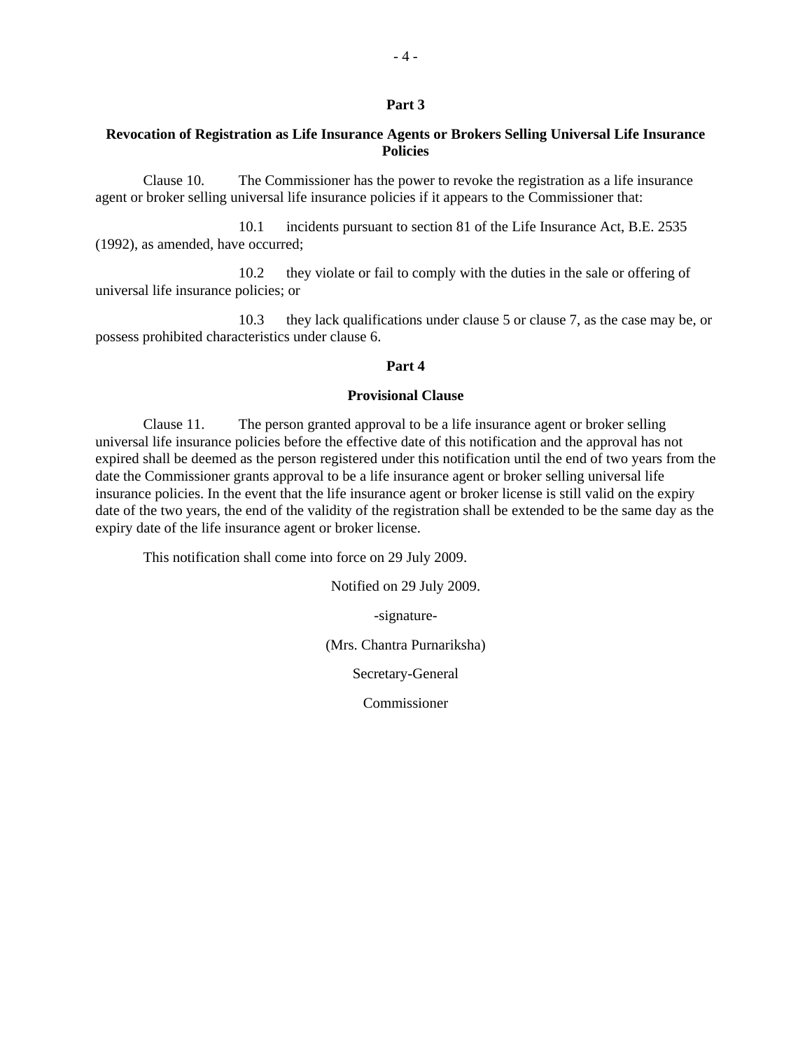## Part 3

### Revocation of Registration as Life Insurance Agents or Brokers Selling Universal Life Insurance Policies

Clause 10. The Commissioner has the power to revoke the registration as a life insurance agent or broker selling universal life insurance policies if it appears to the Commissioner that:

10.1 incidents pursuant to section 81 of the Life Insurance Act, B.E. 2535 (1992), as amended, have occurred;

10.2 they violate or fail to comply with the duties in the sale or offering of universal life insurance policies; or

10.3 they lack qualifications under clause 5 or clause 7, as the case may be, or possess prohibited characteristics under clause 6.

## Part 4

### Provisional Clause

Clause 11. The person granted approval to be a life insurance agent or broker selling universal life insurance policies before the effective date of this notification and the approval has not expired shall be deemed as the person registered under this notification until the end of two years from the date the Commissioner grants approval to be a life insurance agent or broker selling universal life insurance policies. In the event that the life insurance agent or broker license is still valid on the expiry date of the two years, the end of the validity of the registration shall be extended to be the same day as the expiry date of the life insurance agent or broker license.

This notification shall come into force on 29 July 2009.

Notified on 29 July 2009.

-signature-

(Mrs. Chantra Purnariksha)

Secretary-General

Commissioner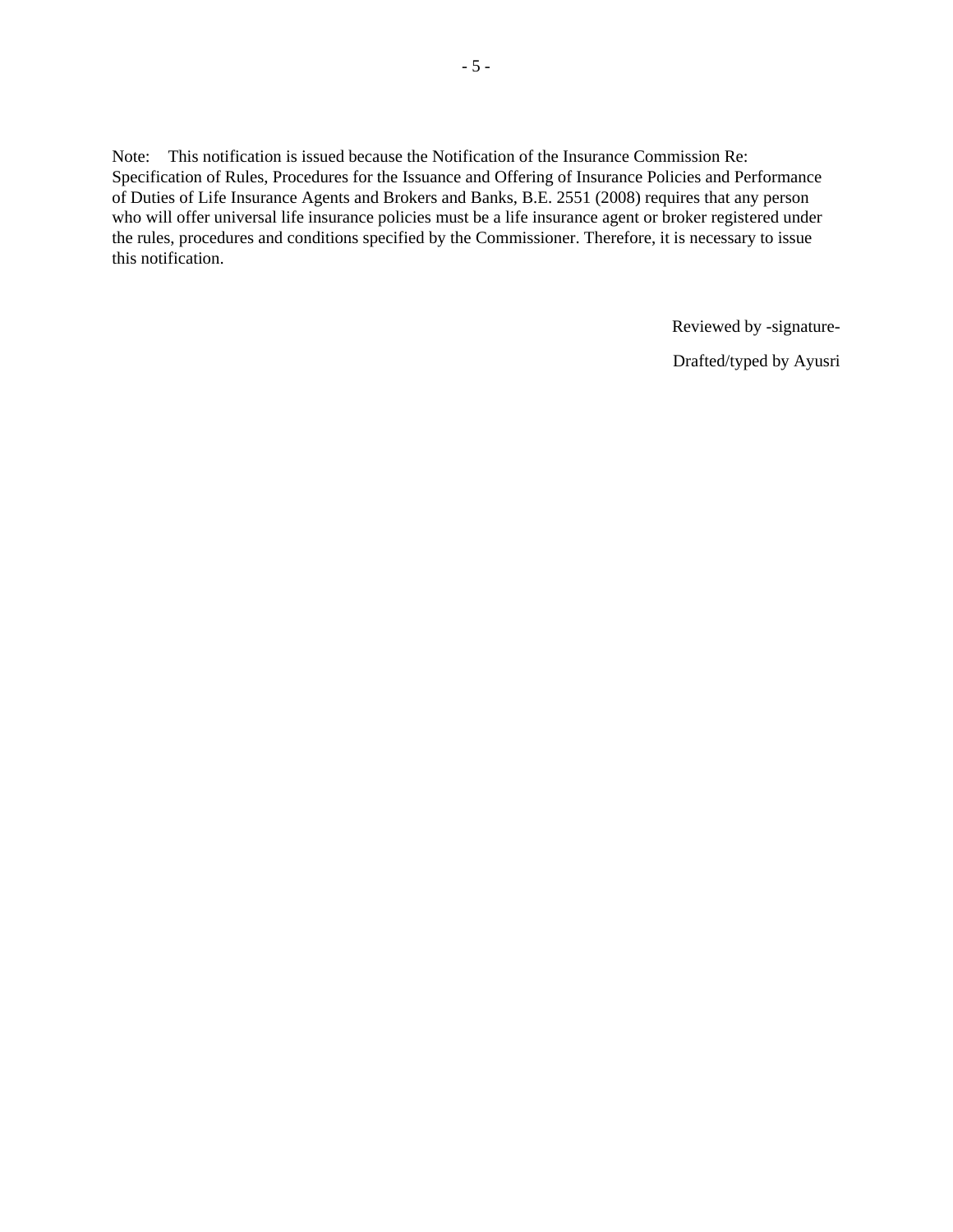Note: This notification is issued because the Notification of the Insurance Commission Re: Specification of Rules, Procedures for the Issuance and Offering of Insurance Policies and Performance of Duties of Life Insurance Agents and Brokers and Banks, B.E. 2551 (2008) requires that any person who will offer universal life insurance policies must be a life insurance agent or broker registered under the rules, procedures and conditions specified by the Commissioner. Therefore, it is necessary to issue this notification.

Reviewed by -signature-

Drafted/typed by Ayusri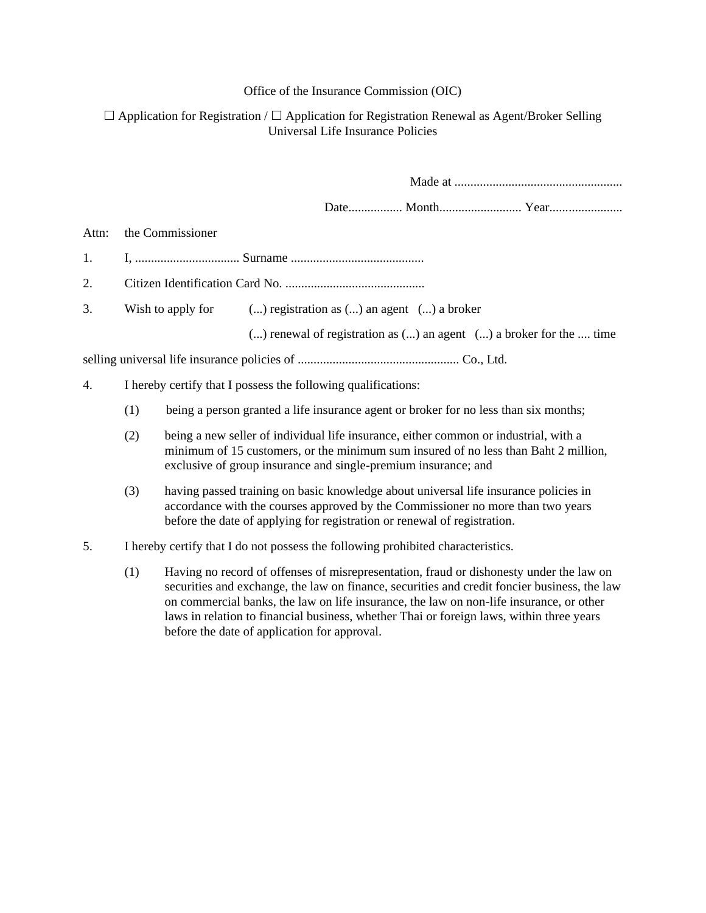Office of the Insurance Commission (OIC)

☐ Application for Registration / ☐ Application for Registration Renewal as Agent/Broker Selling Universal Life Insurance Policies

Made at ....................................................

Date................ Month......................... Year......................

Attn: the Commissioner

1. I, ................................ Surname .........................................

2. Citizen Identification Card No. ...........................................

3. Wish to apply for (...) registration as (...) an agent (...) a broker

   (...) renewal of registration as (...) an agent (...) a broker for the .... time

selling universal life insurance policies of .................................................. Co., Ltd.

4. I hereby certify that I possess the following qualifications:

   (1) being a person granted a life insurance agent or broker for no less than six months;

   (2) being a new seller of individual life insurance, either common or industrial, with a minimum of 15 customers, or the minimum sum insured of no less than Baht 2 million, exclusive of group insurance and single-premium insurance; and

   (3) having passed training on basic knowledge about universal life insurance policies in accordance with the courses approved by the Commissioner no more than two years before the date of applying for registration or renewal of registration.

5. I hereby certify that I do not possess the following prohibited characteristics.

   (1) Having no record of offenses of misrepresentation, fraud or dishonesty under the law on securities and exchange, the law on finance, securities and credit foncier business, the law on commercial banks, the law on life insurance, the law on non-life insurance, or other laws in relation to financial business, whether Thai or foreign laws, within three years before the date of application for approval.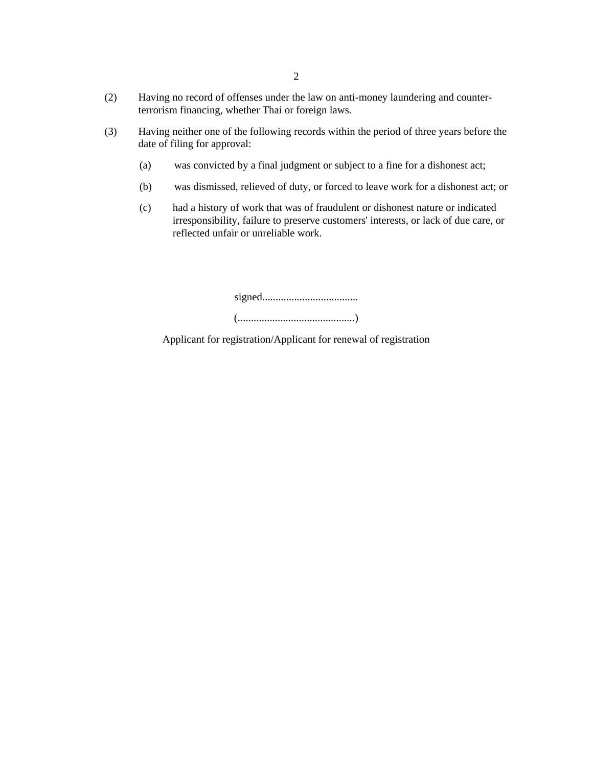(2) Having no record of offenses under the law on anti-money laundering and counter-terrorism financing, whether Thai or foreign laws.

(3) Having neither one of the following records within the period of three years before the date of filing for approval:

   (a) was convicted by a final judgment or subject to a fine for a dishonest act;

   (b) was dismissed, relieved of duty, or forced to leave work for a dishonest act; or

   (c) had a history of work that was of fraudulent or dishonest nature or indicated irresponsibility, failure to preserve customers' interests, or lack of due care, or reflected unfair or unreliable work.

signed...................................

(...........................................)

Applicant for registration/Applicant for renewal of registration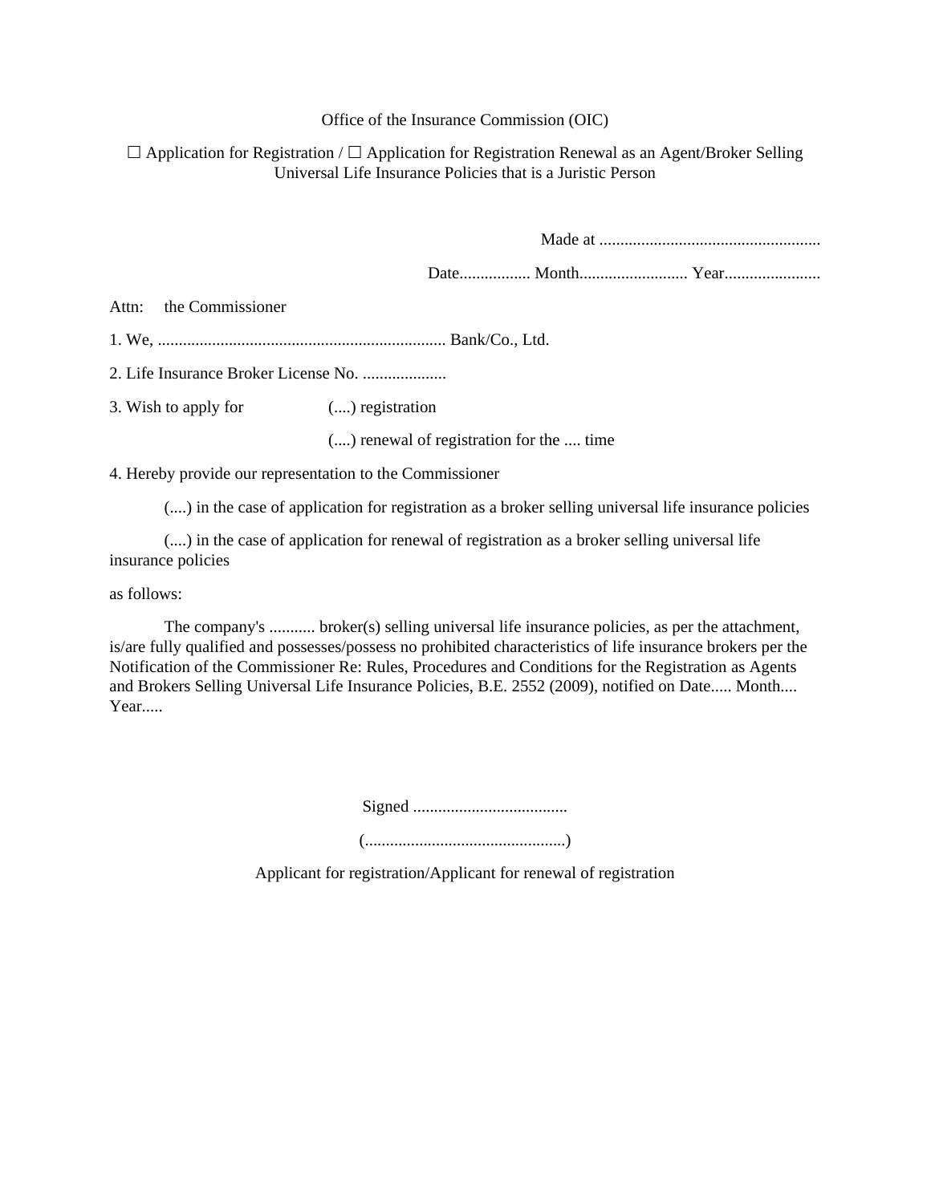Office of the Insurance Commission (OIC)

☐ Application for Registration / ☐ Application for Registration Renewal as an Agent/Broker Selling Universal Life Insurance Policies that is a Juristic Person

Made at .....................................................

Date................. Month.......................... Year.......................

Attn: the Commissioner

1. We, ..................................................................... Bank/Co., Ltd.

2. Life Insurance Broker License No. ....................

3. Wish to apply for (....) registration

(....) renewal of registration for the .... time

4. Hereby provide our representation to the Commissioner

(....) in the case of application for registration as a broker selling universal life insurance policies

(....) in the case of application for renewal of registration as a broker selling universal life insurance policies

as follows:

The company's ........... broker(s) selling universal life insurance policies, as per the attachment, is/are fully qualified and possesses/possess no prohibited characteristics of life insurance brokers per the Notification of the Commissioner Re: Rules, Procedures and Conditions for the Registration as Agents and Brokers Selling Universal Life Insurance Policies, B.E. 2552 (2009), notified on Date..... Month.... Year.....

Signed .....................................

(................................................)

Applicant for registration/Applicant for renewal of registration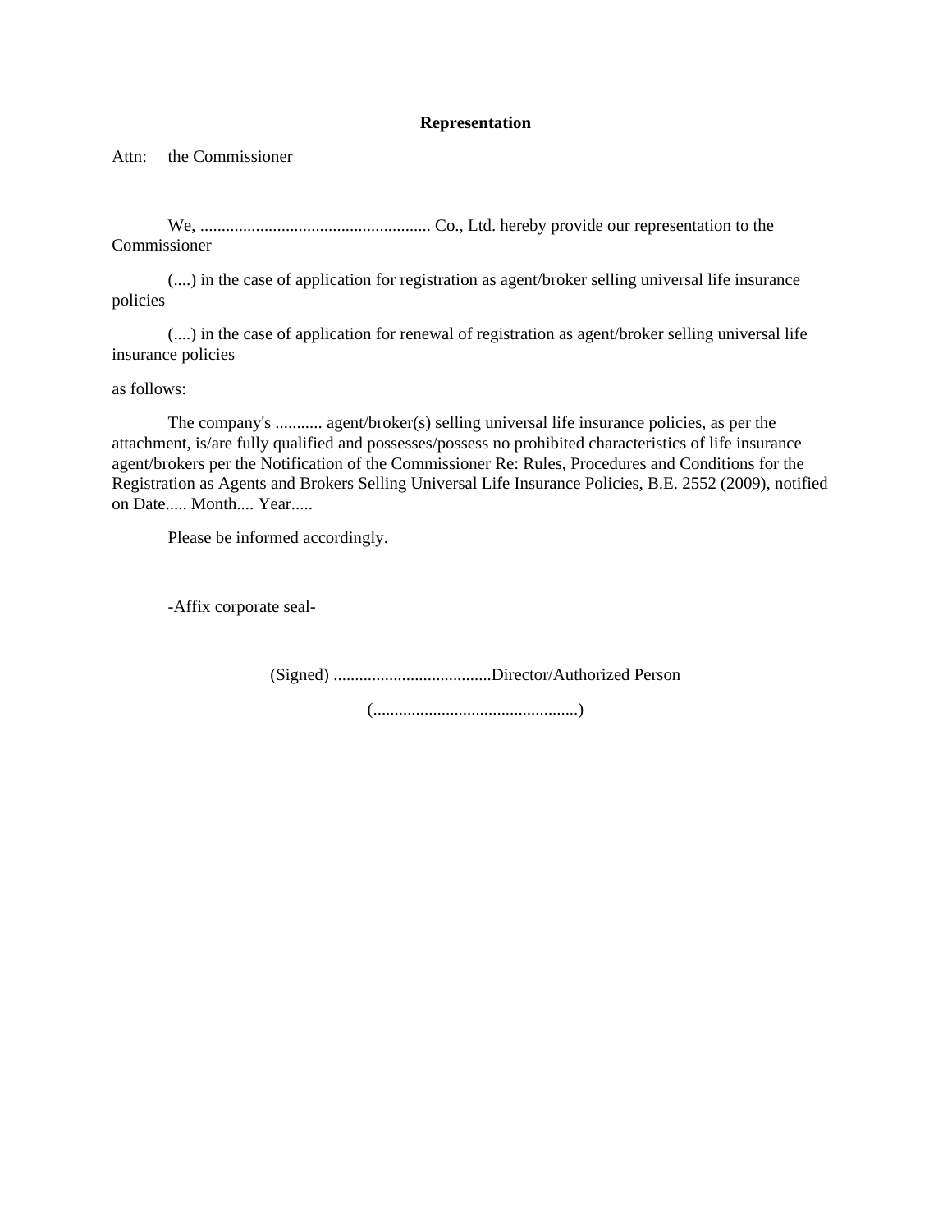**Representation**

Attn: the Commissioner

We, ...................................................... Co., Ltd. hereby provide our representation to the Commissioner

(....) in the case of application for registration as agent/broker selling universal life insurance policies

(....) in the case of application for renewal of registration as agent/broker selling universal life insurance policies

as follows:

The company's ........... agent/broker(s) selling universal life insurance policies, as per the attachment, is/are fully qualified and possesses/possess no prohibited characteristics of life insurance agent/brokers per the Notification of the Commissioner Re: Rules, Procedures and Conditions for the Registration as Agents and Brokers Selling Universal Life Insurance Policies, B.E. 2552 (2009), notified on Date..... Month.... Year.....

Please be informed accordingly.

-Affix corporate seal-

(Signed) .....................................Director/Authorized Person

(................................................)